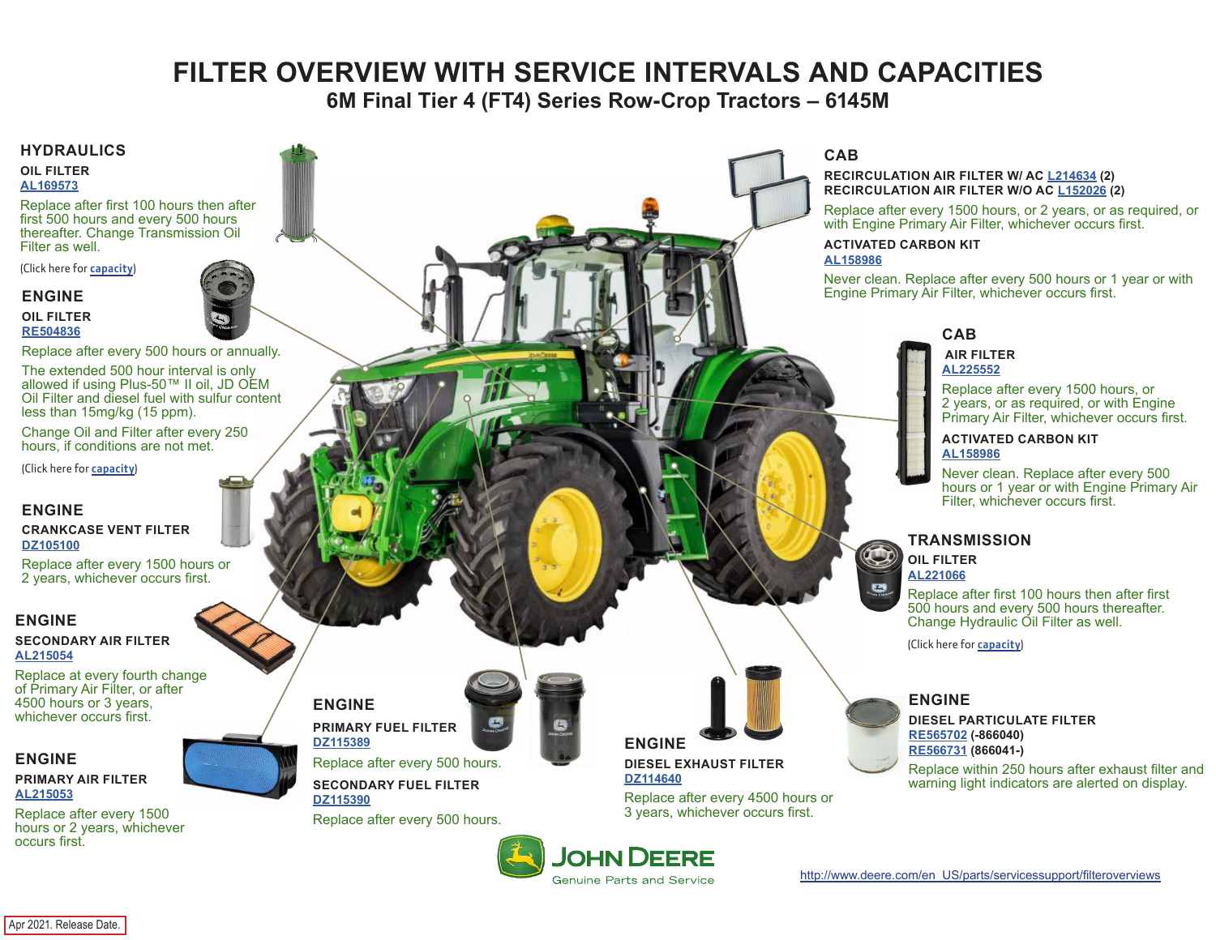# FILTER OVERVIEW WITH SERVICE INTERVALS AND CAPACITIES

## 6M Final Tier 4 (FT4) Series Row-Crop Tractors – 6145M

### HYDRAULICS

**OIL FILTER**
AL169573

Replace after first 100 hours then after first 500 hours and every 500 hours thereafter. Change Transmission Oil Filter as well.

(Click here for capacity)

### ENGINE

**OIL FILTER**
RE504836

Replace after every 500 hours or annually.

The extended 500 hour interval is only allowed if using Plus-50™ II oil, JD OEM Oil Filter and diesel fuel with sulfur content less than 15mg/kg (15 ppm).

Change Oil and Filter after every 250 hours, if conditions are not met.

(Click here for capacity)

### ENGINE

**CRANKCASE VENT FILTER**
DZ105100

Replace after every 1500 hours or 2 years, whichever occurs first.

### ENGINE

**SECONDARY AIR FILTER**
AL215054

Replace at every fourth change of Primary Air Filter, or after 4500 hours or 3 years, whichever occurs first.

### ENGINE

**PRIMARY AIR FILTER**
AL215053

Replace after every 1500 hours or 2 years, whichever occurs first.

### ENGINE

**PRIMARY FUEL FILTER**
DZ115389

Replace after every 500 hours.

**SECONDARY FUEL FILTER**
DZ115390

Replace after every 500 hours.

### ENGINE

**DIESEL EXHAUST FILTER**
DZ114640

Replace after every 4500 hours or 3 years, whichever occurs first.

### CAB

**RECIRCULATION AIR FILTER W/ AC** L214634 **(2)**
**RECIRCULATION AIR FILTER W/O AC** L152026 **(2)**

Replace after every 1500 hours, or 2 years, or as required, or with Engine Primary Air Filter, whichever occurs first.

**ACTIVATED CARBON KIT**
AL158986

Never clean. Replace after every 500 hours or 1 year or with Engine Primary Air Filter, whichever occurs first.

### CAB

**AIR FILTER**
AL225552

Replace after every 1500 hours, or 2 years, or as required, or with Engine Primary Air Filter, whichever occurs first.

**ACTIVATED CARBON KIT**
AL158986

Never clean. Replace after every 500 hours or 1 year or with Engine Primary Air Filter, whichever occurs first.

### TRANSMISSION

**OIL FILTER**
AL221066

Replace after first 100 hours then after first 500 hours and every 500 hours thereafter. Change Hydraulic Oil Filter as well.

(Click here for capacity)

### ENGINE

**DIESEL PARTICULATE FILTER**
RE565702 **(-866040)**
RE566731 **(866041-)**

Replace within 250 hours after exhaust filter and warning light indicators are alerted on display.

JOHN DEERE
Genuine Parts and Service

http://www.deere.com/en_US/parts/servicessupport/filteroverviews

Apr 2021. Release Date.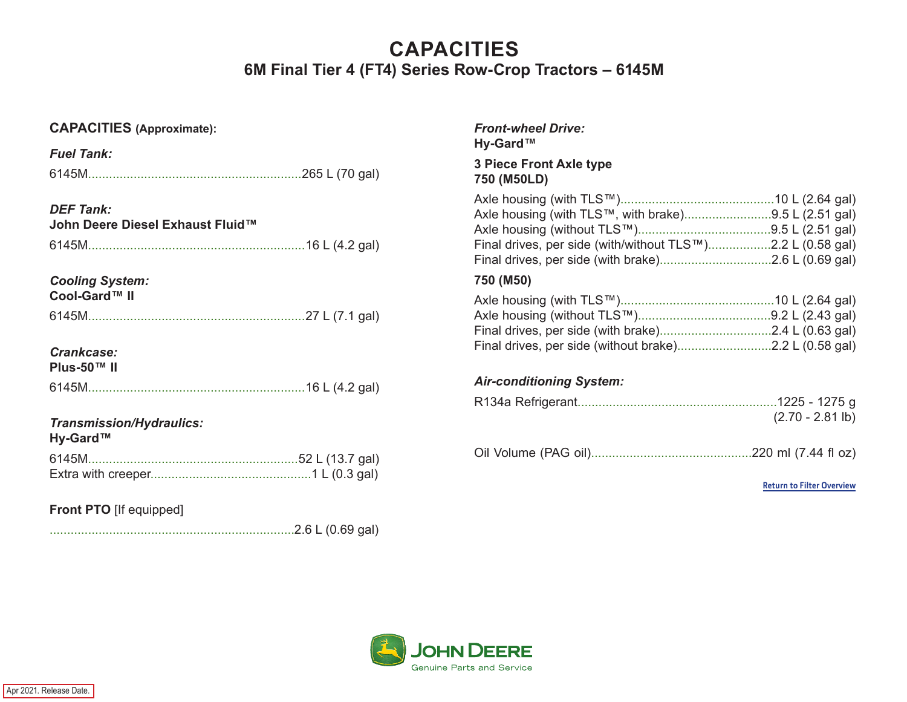# CAPACITIES

## 6M Final Tier 4 (FT4) Series Row-Crop Tractors – 6145M

**CAPACITIES (Approximate):**

*Fuel Tank:*

6145M..........265 L (70 gal)

*DEF Tank:*
**John Deere Diesel Exhaust Fluid™**

6145M..........16 L (4.2 gal)

*Cooling System:*
**Cool-Gard™ II**

6145M..........27 L (7.1 gal)

*Crankcase:*
**Plus-50™ II**

6145M..........16 L (4.2 gal)

*Transmission/Hydraulics:*
**Hy-Gard™**

6145M..........52 L (13.7 gal)
Extra with creeper..........1 L (0.3 gal)

**Front PTO** [If equipped]

..........2.6 L (0.69 gal)

*Front-wheel Drive:*
**Hy-Gard™**

**3 Piece Front Axle type**
**750 (M50LD)**

Axle housing (with TLS™)..........10 L (2.64 gal)
Axle housing (with TLS™, with brake)..........9.5 L (2.51 gal)
Axle housing (without TLS™)..........9.5 L (2.51 gal)
Final drives, per side (with/without TLS™)..........2.2 L (0.58 gal)
Final drives, per side (with brake)..........2.6 L (0.69 gal)

**750 (M50)**

Axle housing (with TLS™)..........10 L (2.64 gal)
Axle housing (without TLS™)..........9.2 L (2.43 gal)
Final drives, per side (with brake)..........2.4 L (0.63 gal)
Final drives, per side (without brake)..........2.2 L (0.58 gal)

*Air-conditioning System:*

R134a Refrigerant..........1225 - 1275 g (2.70 - 2.81 lb)

Oil Volume (PAG oil)..........220 ml (7.44 fl oz)

Return to Filter Overview

JOHN DEERE
Genuine Parts and Service

Apr 2021. Release Date.